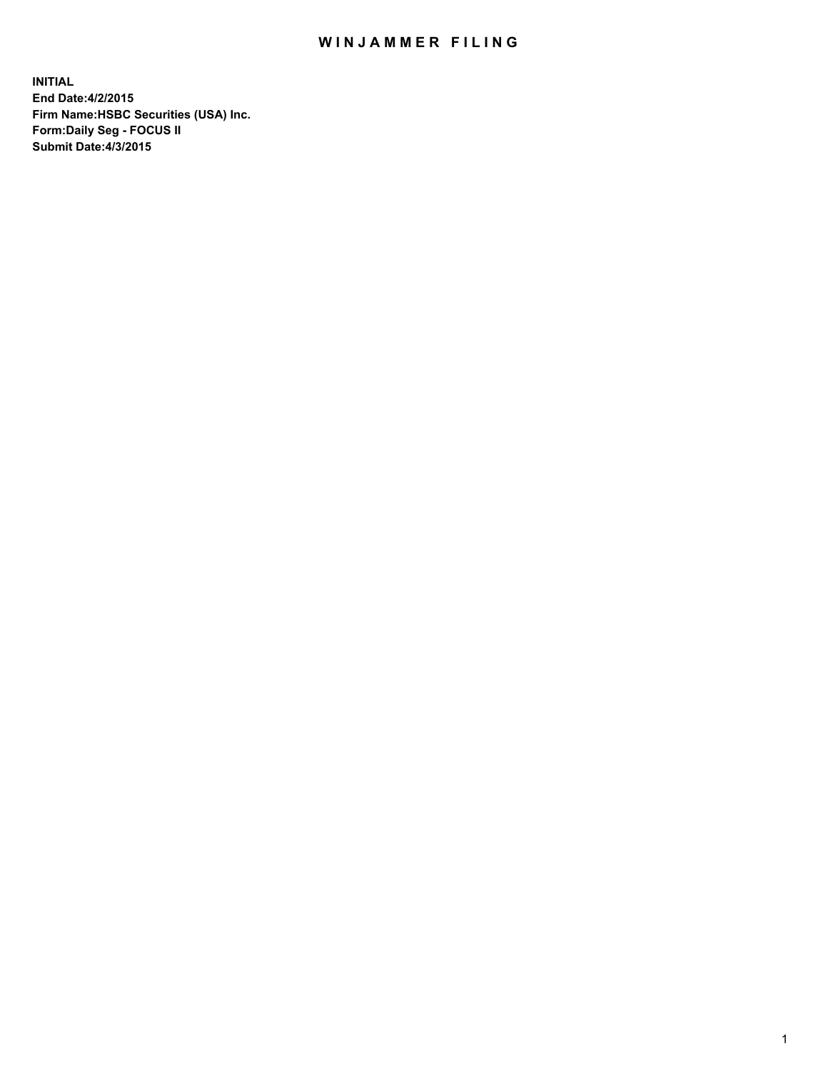# WINJAMMER FILING

**INITIAL**
**End Date:4/2/2015**
**Firm Name:HSBC Securities (USA) Inc.**
**Form:Daily Seg - FOCUS II**
**Submit Date:4/3/2015**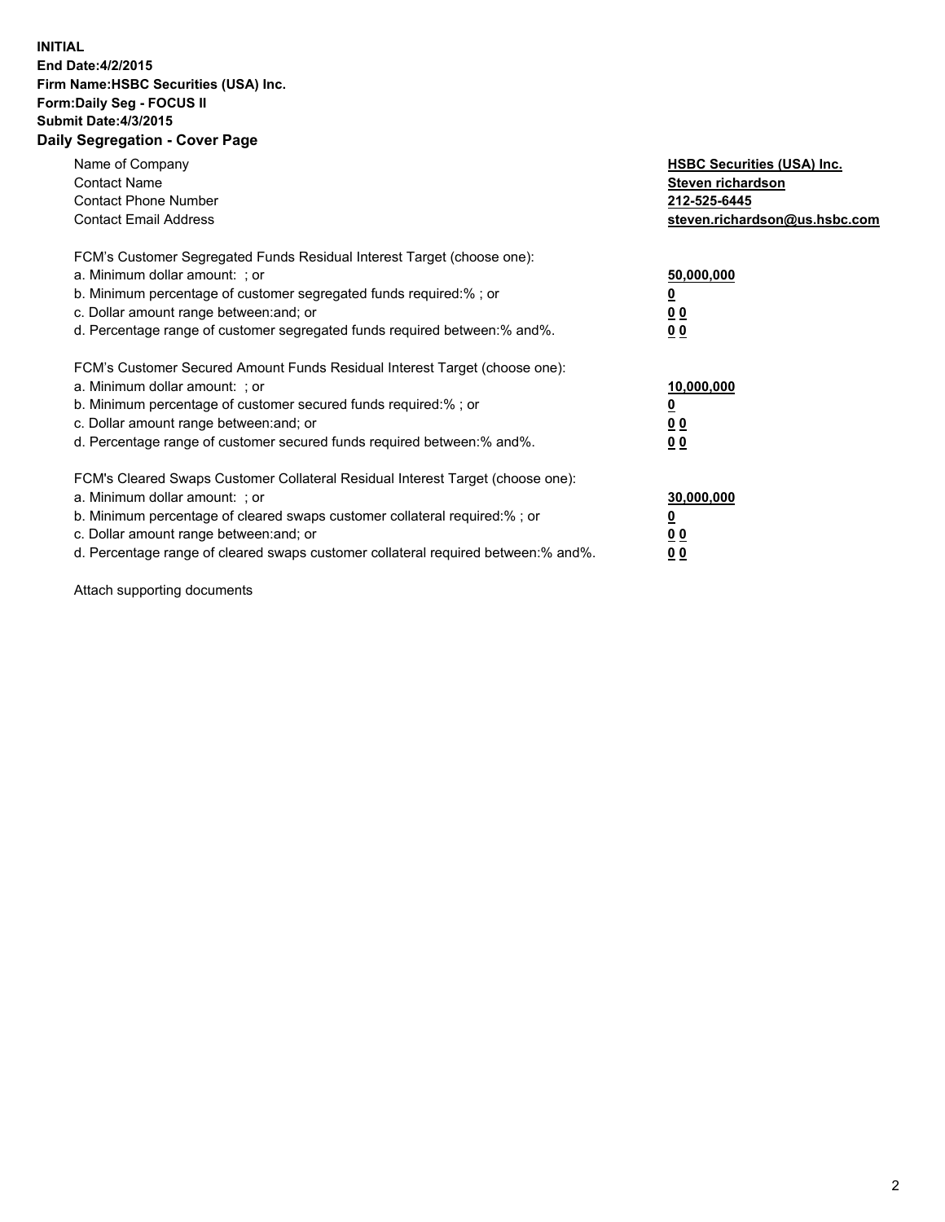**INITIAL**
**End Date:4/2/2015**
**Firm Name:HSBC Securities (USA) Inc.**
**Form:Daily Seg - FOCUS II**
**Submit Date:4/3/2015**

## Daily Segregation - Cover Page

| | |
|---|---|
| Name of Company | **HSBC Securities (USA) Inc.** |
| Contact Name | **Steven richardson** |
| Contact Phone Number | **212-525-6445** |
| Contact Email Address | **steven.richardson@us.hsbc.com** |

| | |
|---|---|
| FCM's Customer Segregated Funds Residual Interest Target (choose one): | |
| a. Minimum dollar amount: ; or | **50,000,000** |
| b. Minimum percentage of customer segregated funds required:% ; or | **0** |
| c. Dollar amount range between:and; or | **0 0** |
| d. Percentage range of customer segregated funds required between:% and%. | **0 0** |
| FCM's Customer Secured Amount Funds Residual Interest Target (choose one): | |
| a. Minimum dollar amount: ; or | **10,000,000** |
| b. Minimum percentage of customer secured funds required:% ; or | **0** |
| c. Dollar amount range between:and; or | **0 0** |
| d. Percentage range of customer secured funds required between:% and%. | **0 0** |
| FCM's Cleared Swaps Customer Collateral Residual Interest Target (choose one): | |
| a. Minimum dollar amount: ; or | **30,000,000** |
| b. Minimum percentage of cleared swaps customer collateral required:% ; or | **0** |
| c. Dollar amount range between:and; or | **0 0** |
| d. Percentage range of cleared swaps customer collateral required between:% and%. | **0 0** |

Attach supporting documents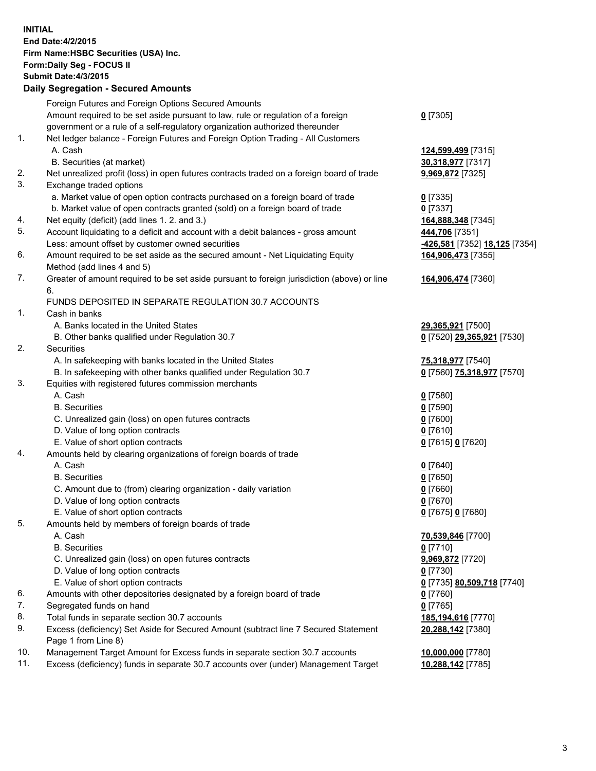**INITIAL**
**End Date:4/2/2015**
**Firm Name:HSBC Securities (USA) Inc.**
**Form:Daily Seg - FOCUS II**
**Submit Date:4/3/2015**

## Daily Segregation - Secured Amounts

| | | |
|---|---|---|
| | Foreign Futures and Foreign Options Secured Amounts | |
| | Amount required to be set aside pursuant to law, rule or regulation of a foreign government or a rule of a self-regulatory organization authorized thereunder | **0** [7305] |
| 1. | Net ledger balance - Foreign Futures and Foreign Option Trading - All Customers | |
| | A. Cash | **124,599,499** [7315] |
| | B. Securities (at market) | **30,318,977** [7317] |
| 2. | Net unrealized profit (loss) in open futures contracts traded on a foreign board of trade | **9,969,872** [7325] |
| 3. | Exchange traded options | |
| | a. Market value of open option contracts purchased on a foreign board of trade | **0** [7335] |
| | b. Market value of open contracts granted (sold) on a foreign board of trade | **0** [7337] |
| 4. | Net equity (deficit) (add lines 1. 2. and 3.) | **164,888,348** [7345] |
| 5. | Account liquidating to a deficit and account with a debit balances - gross amount | **444,706** [7351] |
| | Less: amount offset by customer owned securities | **-426,581** [7352] **18,125** [7354] |
| 6. | Amount required to be set aside as the secured amount - Net Liquidating Equity Method (add lines 4 and 5) | **164,906,473** [7355] |
| 7. | Greater of amount required to be set aside pursuant to foreign jurisdiction (above) or line 6. | **164,906,474** [7360] |
| | FUNDS DEPOSITED IN SEPARATE REGULATION 30.7 ACCOUNTS | |
| 1. | Cash in banks | |
| | A. Banks located in the United States | **29,365,921** [7500] |
| | B. Other banks qualified under Regulation 30.7 | **0** [7520] **29,365,921** [7530] |
| 2. | Securities | |
| | A. In safekeeping with banks located in the United States | **75,318,977** [7540] |
| | B. In safekeeping with other banks qualified under Regulation 30.7 | **0** [7560] **75,318,977** [7570] |
| 3. | Equities with registered futures commission merchants | |
| | A. Cash | **0** [7580] |
| | B. Securities | **0** [7590] |
| | C. Unrealized gain (loss) on open futures contracts | **0** [7600] |
| | D. Value of long option contracts | **0** [7610] |
| | E. Value of short option contracts | **0** [7615] **0** [7620] |
| 4. | Amounts held by clearing organizations of foreign boards of trade | |
| | A. Cash | **0** [7640] |
| | B. Securities | **0** [7650] |
| | C. Amount due to (from) clearing organization - daily variation | **0** [7660] |
| | D. Value of long option contracts | **0** [7670] |
| | E. Value of short option contracts | **0** [7675] **0** [7680] |
| 5. | Amounts held by members of foreign boards of trade | |
| | A. Cash | **70,539,846** [7700] |
| | B. Securities | **0** [7710] |
| | C. Unrealized gain (loss) on open futures contracts | **9,969,872** [7720] |
| | D. Value of long option contracts | **0** [7730] |
| | E. Value of short option contracts | **0** [7735] **80,509,718** [7740] |
| 6. | Amounts with other depositories designated by a foreign board of trade | **0** [7760] |
| 7. | Segregated funds on hand | **0** [7765] |
| 8. | Total funds in separate section 30.7 accounts | **185,194,616** [7770] |
| 9. | Excess (deficiency) Set Aside for Secured Amount (subtract line 7 Secured Statement Page 1 from Line 8) | **20,288,142** [7380] |
| 10. | Management Target Amount for Excess funds in separate section 30.7 accounts | **10,000,000** [7780] |
| 11. | Excess (deficiency) funds in separate 30.7 accounts over (under) Management Target | **10,288,142** [7785] |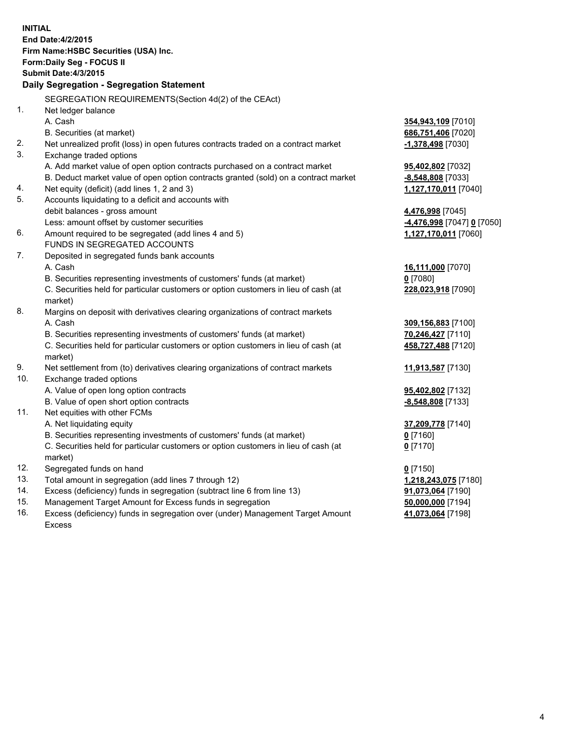**INITIAL**
**End Date:4/2/2015**
**Firm Name:HSBC Securities (USA) Inc.**
**Form:Daily Seg - FOCUS II**
**Submit Date:4/3/2015**

**Daily Segregation - Segregation Statement**

SEGREGATION REQUIREMENTS(Section 4d(2) of the CEAct)

| | | |
|---|---|---|
| 1. | Net ledger balance | |
| | A. Cash | **354,943,109** [7010] |
| | B. Securities (at market) | **686,751,406** [7020] |
| 2. | Net unrealized profit (loss) in open futures contracts traded on a contract market | **-1,378,498** [7030] |
| 3. | Exchange traded options | |
| | A. Add market value of open option contracts purchased on a contract market | **95,402,802** [7032] |
| | B. Deduct market value of open option contracts granted (sold) on a contract market | **-8,548,808** [7033] |
| 4. | Net equity (deficit) (add lines 1, 2 and 3) | **1,127,170,011** [7040] |
| 5. | Accounts liquidating to a deficit and accounts with | |
| | debit balances - gross amount | **4,476,998** [7045] |
| | Less: amount offset by customer securities | **-4,476,998** [7047] **0** [7050] |
| 6. | Amount required to be segregated (add lines 4 and 5) | **1,127,170,011** [7060] |
| | FUNDS IN SEGREGATED ACCOUNTS | |
| 7. | Deposited in segregated funds bank accounts | |
| | A. Cash | **16,111,000** [7070] |
| | B. Securities representing investments of customers' funds (at market) | **0** [7080] |
| | C. Securities held for particular customers or option customers in lieu of cash (at market) | **228,023,918** [7090] |
| 8. | Margins on deposit with derivatives clearing organizations of contract markets | |
| | A. Cash | **309,156,883** [7100] |
| | B. Securities representing investments of customers' funds (at market) | **70,246,427** [7110] |
| | C. Securities held for particular customers or option customers in lieu of cash (at market) | **458,727,488** [7120] |
| 9. | Net settlement from (to) derivatives clearing organizations of contract markets | **11,913,587** [7130] |
| 10. | Exchange traded options | |
| | A. Value of open long option contracts | **95,402,802** [7132] |
| | B. Value of open short option contracts | **-8,548,808** [7133] |
| 11. | Net equities with other FCMs | |
| | A. Net liquidating equity | **37,209,778** [7140] |
| | B. Securities representing investments of customers' funds (at market) | **0** [7160] |
| | C. Securities held for particular customers or option customers in lieu of cash (at market) | **0** [7170] |
| 12. | Segregated funds on hand | **0** [7150] |
| 13. | Total amount in segregation (add lines 7 through 12) | **1,218,243,075** [7180] |
| 14. | Excess (deficiency) funds in segregation (subtract line 6 from line 13) | **91,073,064** [7190] |
| 15. | Management Target Amount for Excess funds in segregation | **50,000,000** [7194] |
| 16. | Excess (deficiency) funds in segregation over (under) Management Target Amount Excess | **41,073,064** [7198] |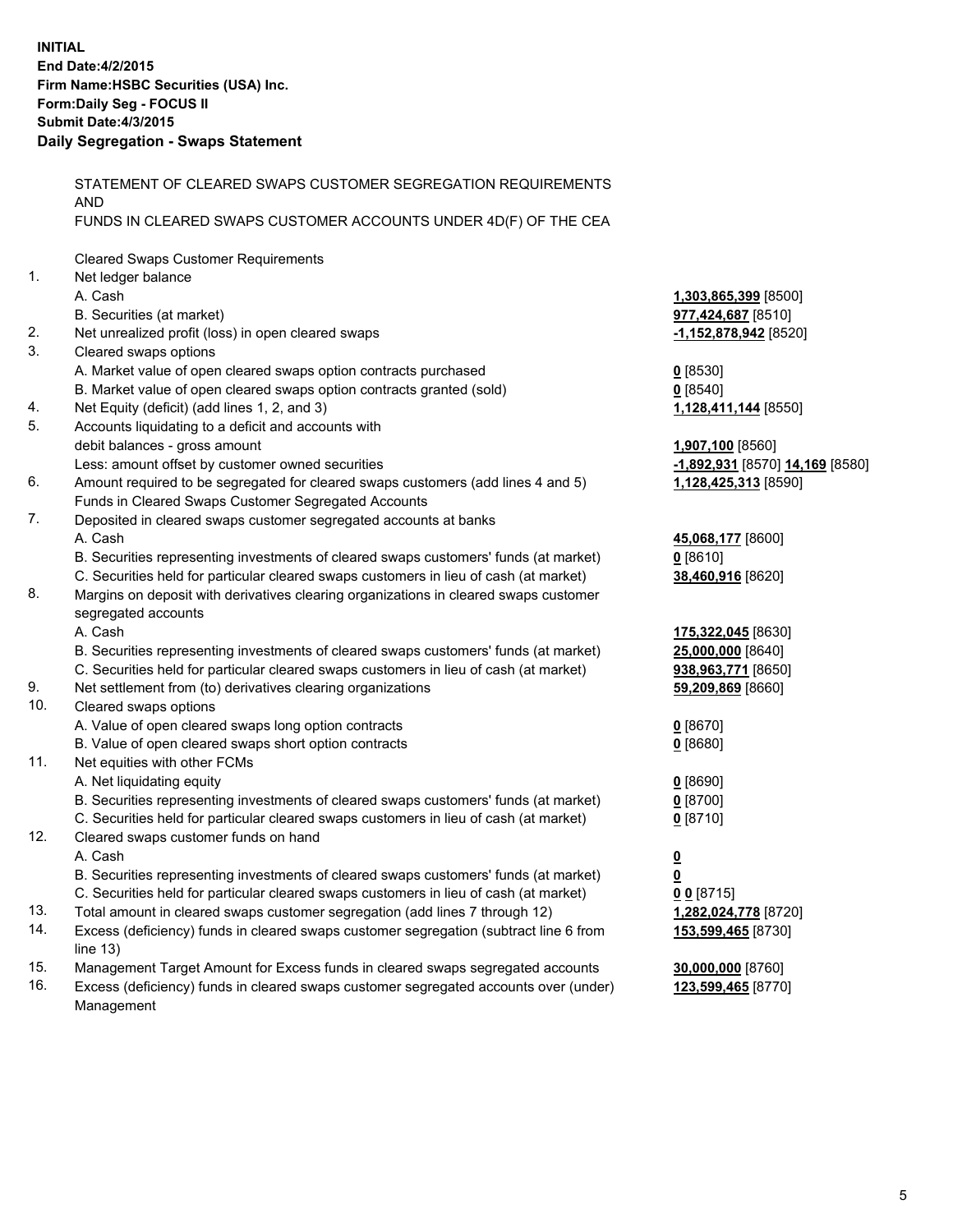**INITIAL**
**End Date:4/2/2015**
**Firm Name:HSBC Securities (USA) Inc.**
**Form:Daily Seg - FOCUS II**
**Submit Date:4/3/2015**
**Daily Segregation - Swaps Statement**

STATEMENT OF CLEARED SWAPS CUSTOMER SEGREGATION REQUIREMENTS AND FUNDS IN CLEARED SWAPS CUSTOMER ACCOUNTS UNDER 4D(F) OF THE CEA

| | | |
|---|---|---|
| | Cleared Swaps Customer Requirements | |
| 1. | Net ledger balance | |
| | A. Cash | **1,303,865,399** [8500] |
| | B. Securities (at market) | **977,424,687** [8510] |
| 2. | Net unrealized profit (loss) in open cleared swaps | **-1,152,878,942** [8520] |
| 3. | Cleared swaps options | |
| | A. Market value of open cleared swaps option contracts purchased | **0** [8530] |
| | B. Market value of open cleared swaps option contracts granted (sold) | **0** [8540] |
| 4. | Net Equity (deficit) (add lines 1, 2, and 3) | **1,128,411,144** [8550] |
| 5. | Accounts liquidating to a deficit and accounts with debit balances - gross amount | **1,907,100** [8560] |
| | Less: amount offset by customer owned securities | **-1,892,931** [8570] **14,169** [8580] |
| 6. | Amount required to be segregated for cleared swaps customers (add lines 4 and 5) | **1,128,425,313** [8590] |
| | Funds in Cleared Swaps Customer Segregated Accounts | |
| 7. | Deposited in cleared swaps customer segregated accounts at banks | |
| | A. Cash | **45,068,177** [8600] |
| | B. Securities representing investments of cleared swaps customers' funds (at market) | **0** [8610] |
| | C. Securities held for particular cleared swaps customers in lieu of cash (at market) | **38,460,916** [8620] |
| 8. | Margins on deposit with derivatives clearing organizations in cleared swaps customer segregated accounts | |
| | A. Cash | **175,322,045** [8630] |
| | B. Securities representing investments of cleared swaps customers' funds (at market) | **25,000,000** [8640] |
| | C. Securities held for particular cleared swaps customers in lieu of cash (at market) | **938,963,771** [8650] |
| 9. | Net settlement from (to) derivatives clearing organizations | **59,209,869** [8660] |
| 10. | Cleared swaps options | |
| | A. Value of open cleared swaps long option contracts | **0** [8670] |
| | B. Value of open cleared swaps short option contracts | **0** [8680] |
| 11. | Net equities with other FCMs | |
| | A. Net liquidating equity | **0** [8690] |
| | B. Securities representing investments of cleared swaps customers' funds (at market) | **0** [8700] |
| | C. Securities held for particular cleared swaps customers in lieu of cash (at market) | **0** [8710] |
| 12. | Cleared swaps customer funds on hand | |
| | A. Cash | **0** |
| | B. Securities representing investments of cleared swaps customers' funds (at market) | **0** |
| | C. Securities held for particular cleared swaps customers in lieu of cash (at market) | **0** **0** [8715] |
| 13. | Total amount in cleared swaps customer segregation (add lines 7 through 12) | **1,282,024,778** [8720] |
| 14. | Excess (deficiency) funds in cleared swaps customer segregation (subtract line 6 from line 13) | **153,599,465** [8730] |
| 15. | Management Target Amount for Excess funds in cleared swaps segregated accounts | **30,000,000** [8760] |
| 16. | Excess (deficiency) funds in cleared swaps customer segregated accounts over (under) Management | **123,599,465** [8770] |